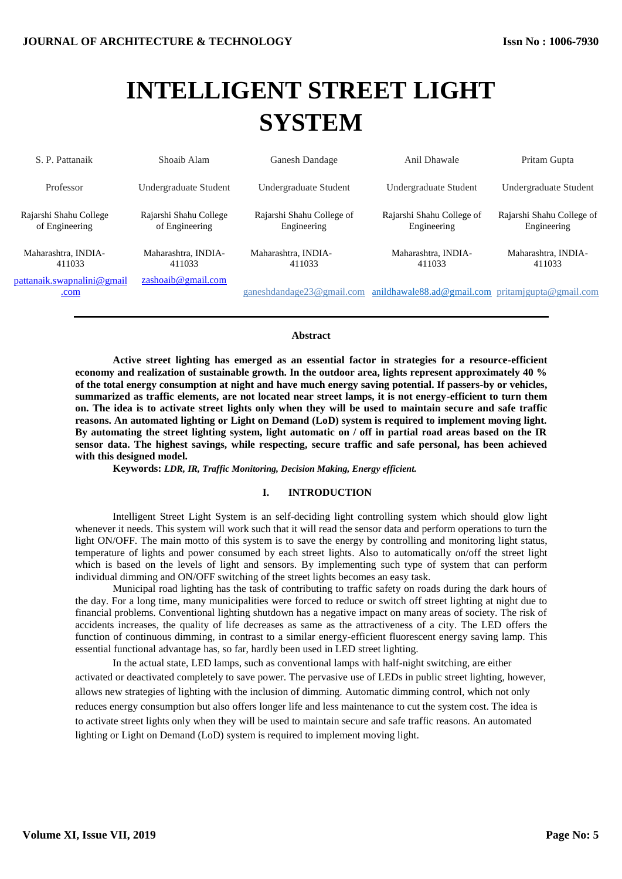# INTELLIGENT STREET LIGHT SYSTEM

| S. P. Pattanaik | Shoaib Alam | Ganesh Dandage | Anil Dhawale | Pritam Gupta |
|---|---|---|---|---|
| Professor | Undergraduate Student | Undergraduate Student | Undergraduate Student | Undergraduate Student |
| Rajarshi Shahu College of Engineering | Rajarshi Shahu College of Engineering | Rajarshi Shahu College of Engineering | Rajarshi Shahu College of Engineering | Rajarshi Shahu College of Engineering |
| Maharashtra, INDIA-411033 | Maharashtra, INDIA-411033 | Maharashtra, INDIA-411033 | Maharashtra, INDIA-411033 | Maharashtra, INDIA-411033 |
| pattanaik.swapnalini@gmail.com | zashoaib@gmail.com | ganeshdandage23@gmail.com | anildhawale88.ad@gmail.com | pritamjgupta@gmail.com |

---

### Abstract

**Active street lighting has emerged as an essential factor in strategies for a resource-efficient economy and realization of sustainable growth. In the outdoor area, lights represent approximately 40 % of the total energy consumption at night and have much energy saving potential. If passers-by or vehicles, summarized as traffic elements, are not located near street lamps, it is not energy-efficient to turn them on. The idea is to activate street lights only when they will be used to maintain secure and safe traffic reasons. An automated lighting or Light on Demand (LoD) system is required to implement moving light. By automating the street lighting system, light automatic on / off in partial road areas based on the IR sensor data. The highest savings, while respecting, secure traffic and safe personal, has been achieved with this designed model.**

**Keywords:** ***LDR, IR, Traffic Monitoring, Decision Making, Energy efficient.***

## I. INTRODUCTION

Intelligent Street Light System is an self-deciding light controlling system which should glow light whenever it needs. This system will work such that it will read the sensor data and perform operations to turn the light ON/OFF. The main motto of this system is to save the energy by controlling and monitoring light status, temperature of lights and power consumed by each street lights. Also to automatically on/off the street light which is based on the levels of light and sensors. By implementing such type of system that can perform individual dimming and ON/OFF switching of the street lights becomes an easy task.

Municipal road lighting has the task of contributing to traffic safety on roads during the dark hours of the day. For a long time, many municipalities were forced to reduce or switch off street lighting at night due to financial problems. Conventional lighting shutdown has a negative impact on many areas of society. The risk of accidents increases, the quality of life decreases as same as the attractiveness of a city. The LED offers the function of continuous dimming, in contrast to a similar energy-efficient fluorescent energy saving lamp. This essential functional advantage has, so far, hardly been used in LED street lighting.

In the actual state, LED lamps, such as conventional lamps with half-night switching, are either activated or deactivated completely to save power. The pervasive use of LEDs in public street lighting, however, allows new strategies of lighting with the inclusion of dimming. Automatic dimming control, which not only reduces energy consumption but also offers longer life and less maintenance to cut the system cost. The idea is to activate street lights only when they will be used to maintain secure and safe traffic reasons. An automated lighting or Light on Demand (LoD) system is required to implement moving light.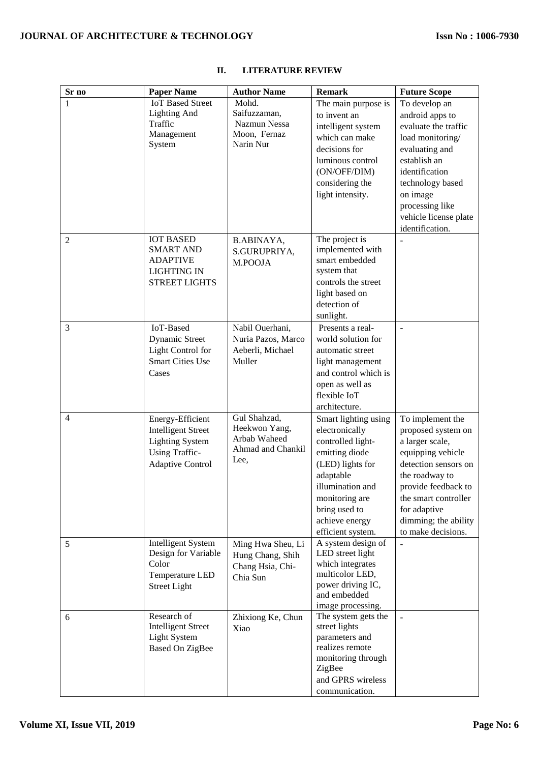## II. LITERATURE REVIEW

| Sr no | Paper Name | Author Name | Remark | Future Scope |
|---|---|---|---|---|
| 1 | IoT Based Street Lighting And Traffic Management System | Mohd. Saifuzzaman, Nazmun Nessa Moon, Fernaz Narin Nur | The main purpose is to invent an intelligent system which can make decisions for luminous control (ON/OFF/DIM) considering the light intensity. | To develop an android apps to evaluate the traffic load monitoring/ evaluating and establish an identification technology based on image processing like vehicle license plate identification. |
| 2 | IOT BASED SMART AND ADAPTIVE LIGHTING IN STREET LIGHTS | B.ABINAYA, S.GURUPRIYA, M.POOJA | The project is implemented with smart embedded system that controls the street light based on detection of sunlight. | - |
| 3 | IoT-Based Dynamic Street Light Control for Smart Cities Use Cases | Nabil Ouerhani, Nuria Pazos, Marco Aeberli, Michael Muller | Presents a real-world solution for automatic street light management and control which is open as well as flexible IoT architecture. | - |
| 4 | Energy-Efficient Intelligent Street Lighting System Using Traffic-Adaptive Control | Gul Shahzad, Heekwon Yang, Arbab Waheed Ahmad and Chankil Lee, | Smart lighting using electronically controlled light-emitting diode (LED) lights for adaptable illumination and monitoring are bring used to achieve energy efficient system. | To implement the proposed system on a larger scale, equipping vehicle detection sensors on the roadway to provide feedback to the smart controller for adaptive dimming; the ability to make decisions. |
| 5 | Intelligent System Design for Variable Color Temperature LED Street Light | Ming Hwa Sheu, Li Hung Chang, Shih Chang Hsia, Chi-Chia Sun | A system design of LED street light which integrates multicolor LED, power driving IC, and embedded image processing. | - |
| 6 | Research of Intelligent Street Light System Based On ZigBee | Zhixiong Ke, Chun Xiao | The system gets the street lights parameters and realizes remote monitoring through ZigBee and GPRS wireless communication. | - |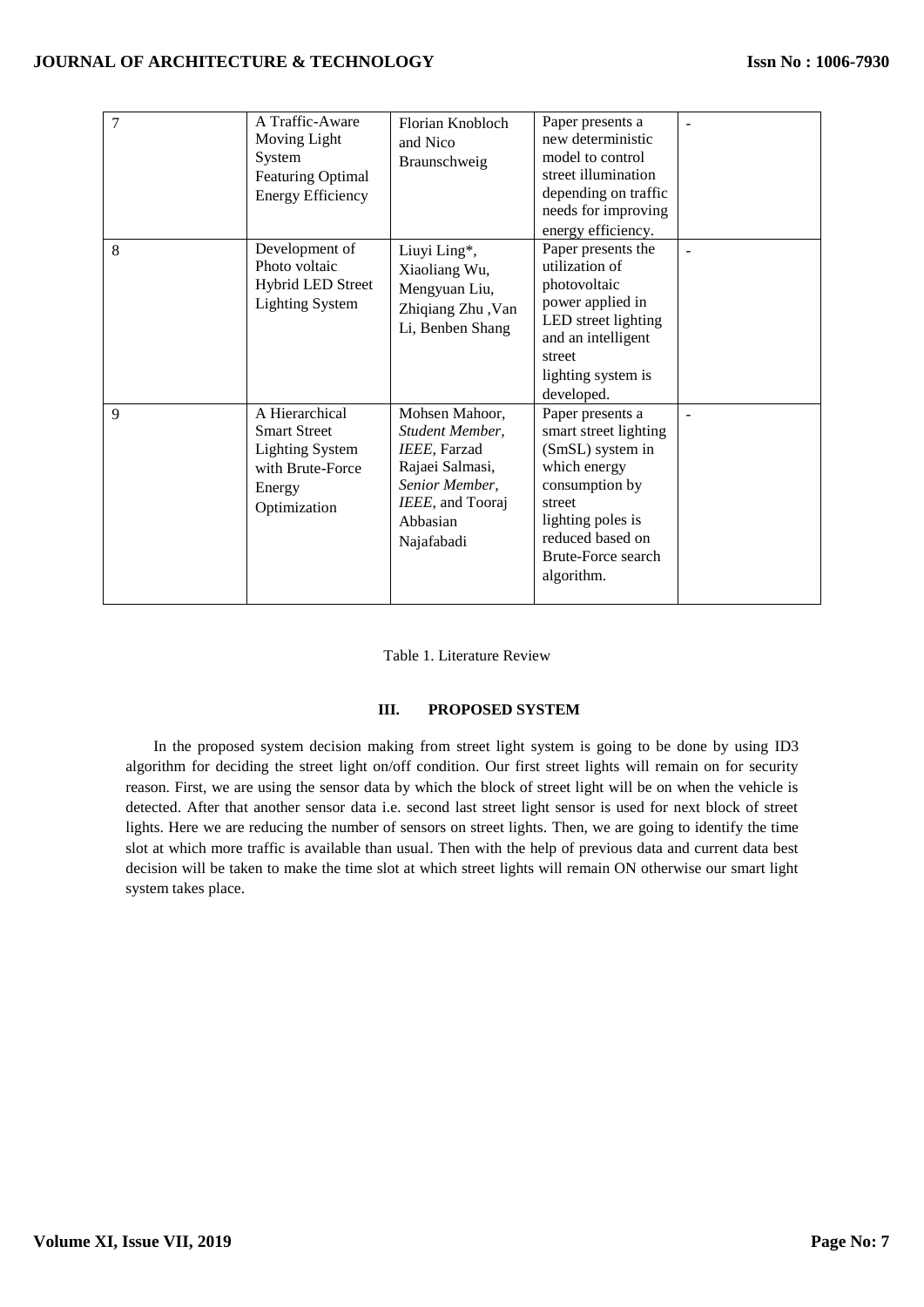| 7 | A Traffic-Aware Moving Light System Featuring Optimal Energy Efficiency | Florian Knobloch and Nico Braunschweig | Paper presents a new deterministic model to control street illumination depending on traffic needs for improving energy efficiency. | - |
|---|---|---|---|---|
| 8 | Development of Photo voltaic Hybrid LED Street Lighting System | Liuyi Ling*, Xiaoliang Wu, Mengyuan Liu, Zhiqiang Zhu ,Van Li, Benben Shang | Paper presents the utilization of photovoltaic power applied in LED street lighting and an intelligent street lighting system is developed. | - |
| 9 | A Hierarchical Smart Street Lighting System with Brute-Force Energy Optimization | Mohsen Mahoor, *Student Member, IEEE*, Farzad Rajaei Salmasi, *Senior Member, IEEE*, and Tooraj Abbasian Najafabadi | Paper presents a smart street lighting (SmSL) system in which energy consumption by street lighting poles is reduced based on Brute-Force search algorithm. | - |

Table 1. Literature Review

## III. PROPOSED SYSTEM

In the proposed system decision making from street light system is going to be done by using ID3 algorithm for deciding the street light on/off condition. Our first street lights will remain on for security reason. First, we are using the sensor data by which the block of street light will be on when the vehicle is detected. After that another sensor data i.e. second last street light sensor is used for next block of street lights. Here we are reducing the number of sensors on street lights. Then, we are going to identify the time slot at which more traffic is available than usual. Then with the help of previous data and current data best decision will be taken to make the time slot at which street lights will remain ON otherwise our smart light system takes place.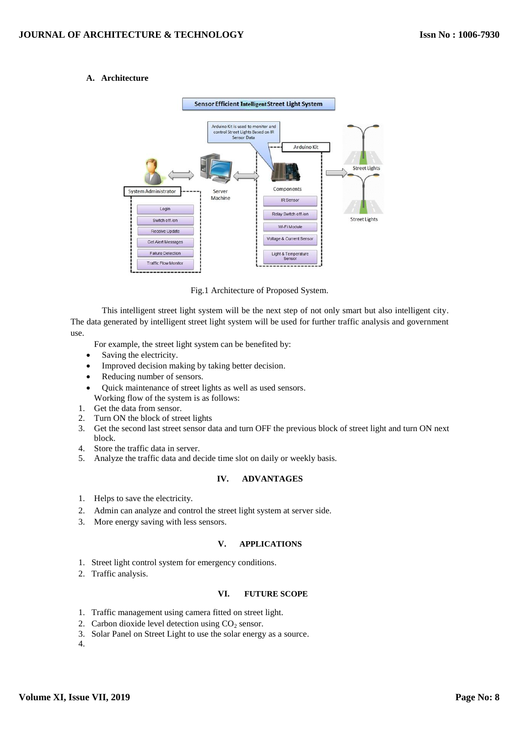### A. Architecture

Fig.1 Architecture of Proposed System.

This intelligent street light system will be the next step of not only smart but also intelligent city. The data generated by intelligent street light system will be used for further traffic analysis and government use.

For example, the street light system can be benefited by:

- Saving the electricity.
- Improved decision making by taking better decision.
- Reducing number of sensors.
- Quick maintenance of street lights as well as used sensors.

Working flow of the system is as follows:

1. Get the data from sensor.
2. Turn ON the block of street lights
3. Get the second last street sensor data and turn OFF the previous block of street light and turn ON next block.
4. Store the traffic data in server.
5. Analyze the traffic data and decide time slot on daily or weekly basis.

## IV. ADVANTAGES

1. Helps to save the electricity.
2. Admin can analyze and control the street light system at server side.
3. More energy saving with less sensors.

## V. APPLICATIONS

1. Street light control system for emergency conditions.
2. Traffic analysis.

## VI. FUTURE SCOPE

1. Traffic management using camera fitted on street light.
2. Carbon dioxide level detection using $CO_2$ sensor.
3. Solar Panel on Street Light to use the solar energy as a source.
4.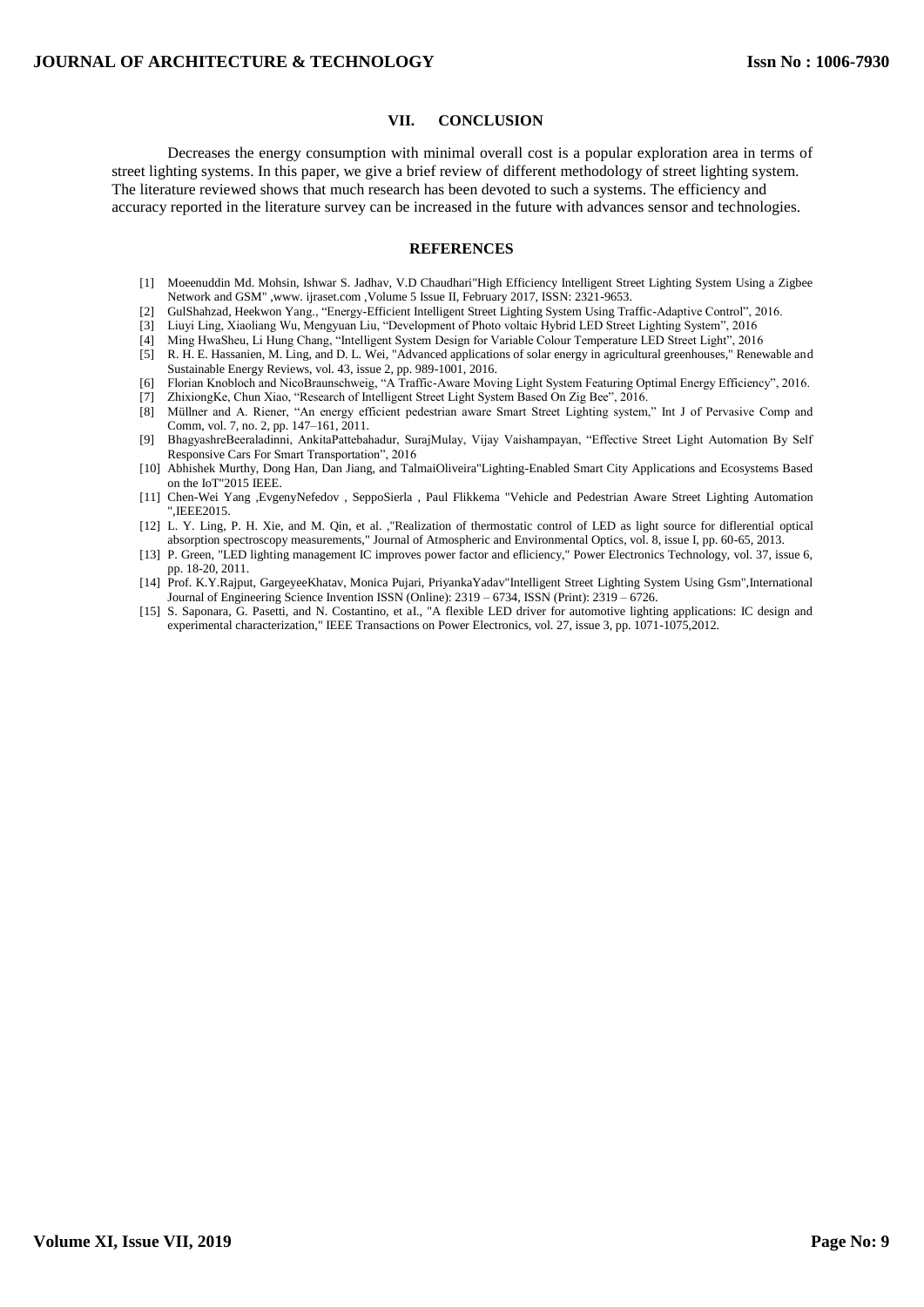## VII. CONCLUSION

Decreases the energy consumption with minimal overall cost is a popular exploration area in terms of street lighting systems. In this paper, we give a brief review of different methodology of street lighting system. The literature reviewed shows that much research has been devoted to such a systems. The efficiency and accuracy reported in the literature survey can be increased in the future with advances sensor and technologies.

## REFERENCES

[1] Moeenuddin Md. Mohsin, Ishwar S. Jadhav, V.D Chaudhari"High Efficiency Intelligent Street Lighting System Using a Zigbee Network and GSM" ,www. ijraset.com ,Volume 5 Issue II, February 2017, ISSN: 2321-9653.

[2] GulShahzad, Heekwon Yang., "Energy-Efficient Intelligent Street Lighting System Using Traffic-Adaptive Control", 2016.

[3] Liuyi Ling, Xiaoliang Wu, Mengyuan Liu, "Development of Photo voltaic Hybrid LED Street Lighting System", 2016

[4] Ming HwaSheu, Li Hung Chang, "Intelligent System Design for Variable Colour Temperature LED Street Light", 2016

[5] R. H. E. Hassanien, M. Ling, and D. L. Wei, "Advanced applications of solar energy in agricultural greenhouses," Renewable and Sustainable Energy Reviews, vol. 43, issue 2, pp. 989-1001, 2016.

[6] Florian Knobloch and NicoBraunschweig, "A Traffic-Aware Moving Light System Featuring Optimal Energy Efficiency", 2016.

[7] ZhixiongKe, Chun Xiao, "Research of Intelligent Street Light System Based On Zig Bee", 2016.

[8] Müllner and A. Riener, "An energy efficient pedestrian aware Smart Street Lighting system," Int J of Pervasive Comp and Comm, vol. 7, no. 2, pp. 147–161, 2011.

[9] BhagyashreBeeraladinni, AnkitaPattebahadur, SurajMulay, Vijay Vaishampayan, "Effective Street Light Automation By Self Responsive Cars For Smart Transportation", 2016

[10] Abhishek Murthy, Dong Han, Dan Jiang, and TalmaiOliveira"Lighting-Enabled Smart City Applications and Ecosystems Based on the IoT"2015 IEEE.

[11] Chen-Wei Yang ,EvgenyNefedov , SeppoSierla , Paul Flikkema "Vehicle and Pedestrian Aware Street Lighting Automation ",IEEE2015.

[12] L. Y. Ling, P. H. Xie, and M. Qin, et al. ,"Realization of thermostatic control of LED as light source for diflerential optical absorption spectroscopy measurements," Journal of Atmospheric and Environmental Optics, vol. 8, issue I, pp. 60-65, 2013.

[13] P. Green, "LED lighting management IC improves power factor and efliciency," Power Electronics Technology, vol. 37, issue 6, pp. 18-20, 2011.

[14] Prof. K.Y.Rajput, GargeyeeKhatav, Monica Pujari, PriyankaYadav"Intelligent Street Lighting System Using Gsm",International Journal of Engineering Science Invention ISSN (Online): 2319 – 6734, ISSN (Print): 2319 – 6726.

[15] S. Saponara, G. Pasetti, and N. Costantino, et aI., "A flexible LED driver for automotive lighting applications: IC design and experimental characterization," IEEE Transactions on Power Electronics, vol. 27, issue 3, pp. 1071-1075,2012.